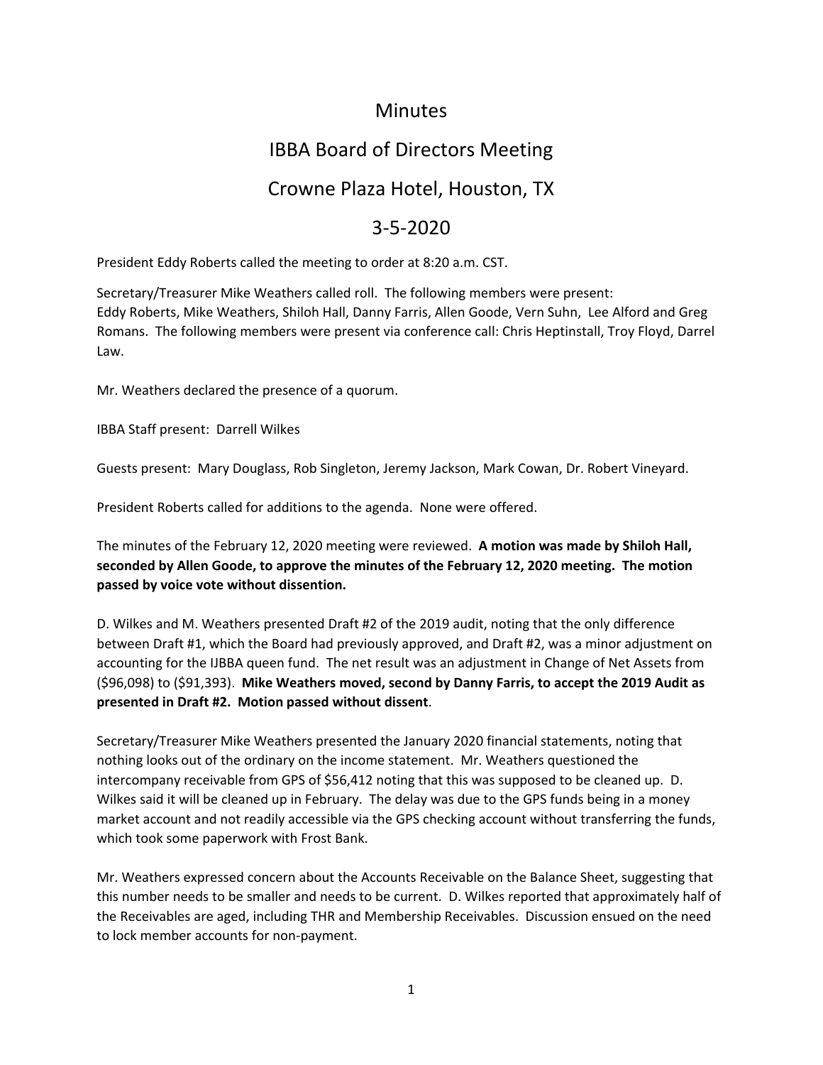# Minutes

## IBBA Board of Directors Meeting

## Crowne Plaza Hotel, Houston, TX

## 3-5-2020

President Eddy Roberts called the meeting to order at 8:20 a.m. CST.

Secretary/Treasurer Mike Weathers called roll. The following members were present: Eddy Roberts, Mike Weathers, Shiloh Hall, Danny Farris, Allen Goode, Vern Suhn, Lee Alford and Greg Romans. The following members were present via conference call: Chris Heptinstall, Troy Floyd, Darrel Law.

Mr. Weathers declared the presence of a quorum.

IBBA Staff present: Darrell Wilkes

Guests present: Mary Douglass, Rob Singleton, Jeremy Jackson, Mark Cowan, Dr. Robert Vineyard.

President Roberts called for additions to the agenda. None were offered.

The minutes of the February 12, 2020 meeting were reviewed. **A motion was made by Shiloh Hall, seconded by Allen Goode, to approve the minutes of the February 12, 2020 meeting. The motion passed by voice vote without dissention.**

D. Wilkes and M. Weathers presented Draft #2 of the 2019 audit, noting that the only difference between Draft #1, which the Board had previously approved, and Draft #2, was a minor adjustment on accounting for the IJBBA queen fund. The net result was an adjustment in Change of Net Assets from ($96,098) to ($91,393). **Mike Weathers moved, second by Danny Farris, to accept the 2019 Audit as presented in Draft #2. Motion passed without dissent**.

Secretary/Treasurer Mike Weathers presented the January 2020 financial statements, noting that nothing looks out of the ordinary on the income statement. Mr. Weathers questioned the intercompany receivable from GPS of $56,412 noting that this was supposed to be cleaned up. D. Wilkes said it will be cleaned up in February. The delay was due to the GPS funds being in a money market account and not readily accessible via the GPS checking account without transferring the funds, which took some paperwork with Frost Bank.

Mr. Weathers expressed concern about the Accounts Receivable on the Balance Sheet, suggesting that this number needs to be smaller and needs to be current. D. Wilkes reported that approximately half of the Receivables are aged, including THR and Membership Receivables. Discussion ensued on the need to lock member accounts for non-payment.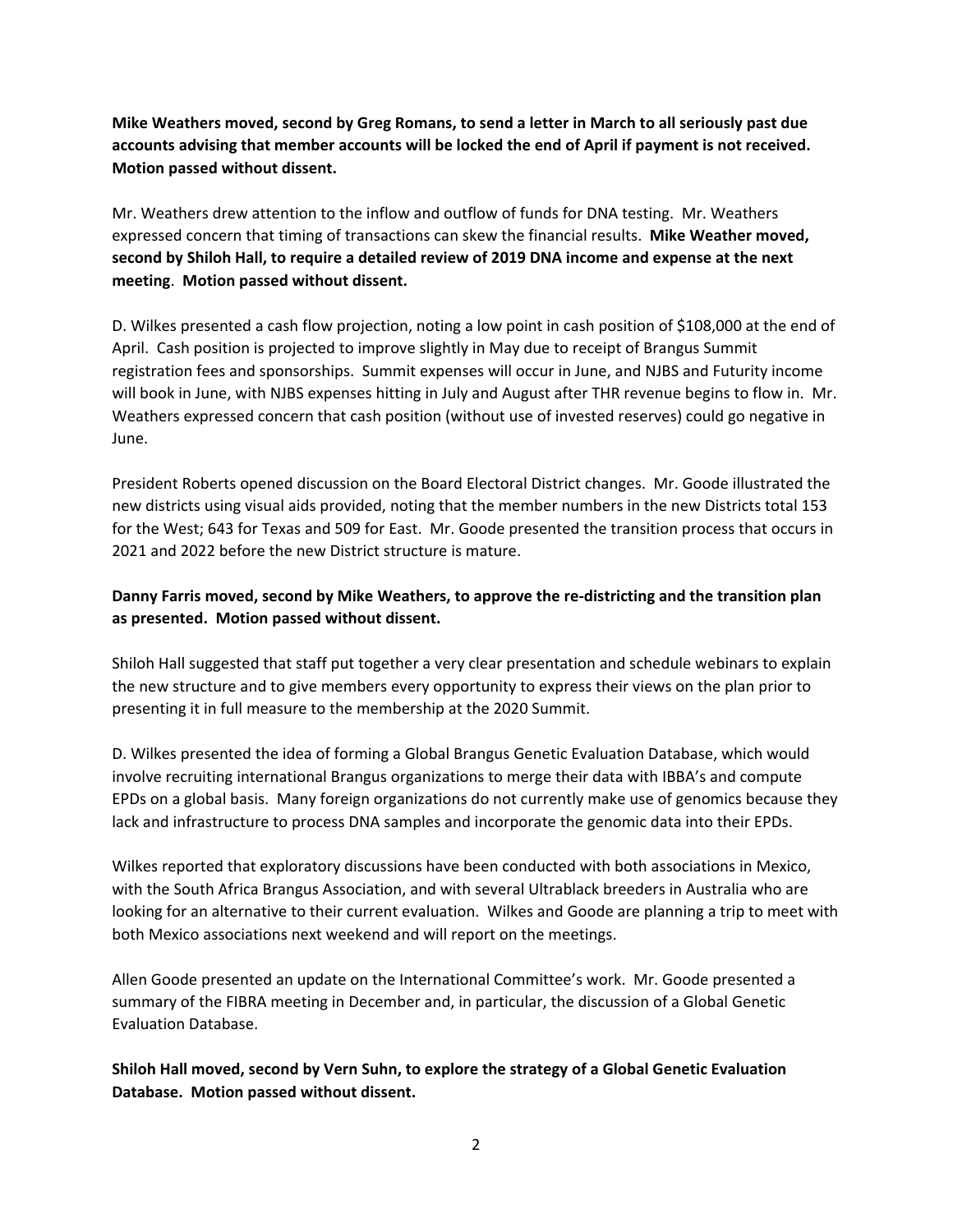**Mike Weathers moved, second by Greg Romans, to send a letter in March to all seriously past due accounts advising that member accounts will be locked the end of April if payment is not received. Motion passed without dissent.**

Mr. Weathers drew attention to the inflow and outflow of funds for DNA testing. Mr. Weathers expressed concern that timing of transactions can skew the financial results. **Mike Weather moved, second by Shiloh Hall, to require a detailed review of 2019 DNA income and expense at the next meeting**. **Motion passed without dissent.**

D. Wilkes presented a cash flow projection, noting a low point in cash position of $108,000 at the end of April. Cash position is projected to improve slightly in May due to receipt of Brangus Summit registration fees and sponsorships. Summit expenses will occur in June, and NJBS and Futurity income will book in June, with NJBS expenses hitting in July and August after THR revenue begins to flow in. Mr. Weathers expressed concern that cash position (without use of invested reserves) could go negative in June.

President Roberts opened discussion on the Board Electoral District changes. Mr. Goode illustrated the new districts using visual aids provided, noting that the member numbers in the new Districts total 153 for the West; 643 for Texas and 509 for East. Mr. Goode presented the transition process that occurs in 2021 and 2022 before the new District structure is mature.

**Danny Farris moved, second by Mike Weathers, to approve the re-districting and the transition plan as presented. Motion passed without dissent.**

Shiloh Hall suggested that staff put together a very clear presentation and schedule webinars to explain the new structure and to give members every opportunity to express their views on the plan prior to presenting it in full measure to the membership at the 2020 Summit.

D. Wilkes presented the idea of forming a Global Brangus Genetic Evaluation Database, which would involve recruiting international Brangus organizations to merge their data with IBBA's and compute EPDs on a global basis. Many foreign organizations do not currently make use of genomics because they lack and infrastructure to process DNA samples and incorporate the genomic data into their EPDs.

Wilkes reported that exploratory discussions have been conducted with both associations in Mexico, with the South Africa Brangus Association, and with several Ultrablack breeders in Australia who are looking for an alternative to their current evaluation. Wilkes and Goode are planning a trip to meet with both Mexico associations next weekend and will report on the meetings.

Allen Goode presented an update on the International Committee's work. Mr. Goode presented a summary of the FIBRA meeting in December and, in particular, the discussion of a Global Genetic Evaluation Database.

**Shiloh Hall moved, second by Vern Suhn, to explore the strategy of a Global Genetic Evaluation Database. Motion passed without dissent.**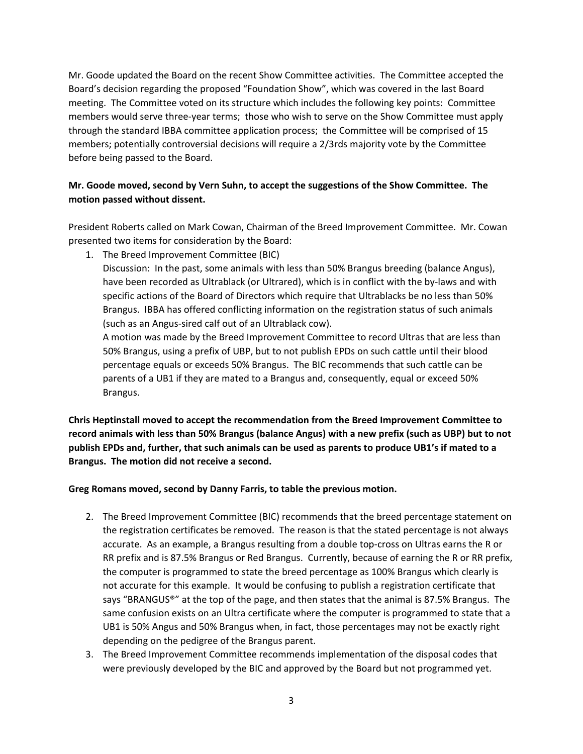Mr. Goode updated the Board on the recent Show Committee activities. The Committee accepted the Board's decision regarding the proposed "Foundation Show", which was covered in the last Board meeting. The Committee voted on its structure which includes the following key points: Committee members would serve three-year terms; those who wish to serve on the Show Committee must apply through the standard IBBA committee application process; the Committee will be comprised of 15 members; potentially controversial decisions will require a 2/3rds majority vote by the Committee before being passed to the Board.

**Mr. Goode moved, second by Vern Suhn, to accept the suggestions of the Show Committee. The motion passed without dissent.**

President Roberts called on Mark Cowan, Chairman of the Breed Improvement Committee. Mr. Cowan presented two items for consideration by the Board:

1. The Breed Improvement Committee (BIC)

   Discussion: In the past, some animals with less than 50% Brangus breeding (balance Angus), have been recorded as Ultrablack (or Ultrared), which is in conflict with the by-laws and with specific actions of the Board of Directors which require that Ultrablacks be no less than 50% Brangus. IBBA has offered conflicting information on the registration status of such animals (such as an Angus-sired calf out of an Ultrablack cow).

   A motion was made by the Breed Improvement Committee to record Ultras that are less than 50% Brangus, using a prefix of UBP, but to not publish EPDs on such cattle until their blood percentage equals or exceeds 50% Brangus. The BIC recommends that such cattle can be parents of a UB1 if they are mated to a Brangus and, consequently, equal or exceed 50% Brangus.

**Chris Heptinstall moved to accept the recommendation from the Breed Improvement Committee to record animals with less than 50% Brangus (balance Angus) with a new prefix (such as UBP) but to not publish EPDs and, further, that such animals can be used as parents to produce UB1's if mated to a Brangus. The motion did not receive a second.**

**Greg Romans moved, second by Danny Farris, to table the previous motion.**

2. The Breed Improvement Committee (BIC) recommends that the breed percentage statement on the registration certificates be removed. The reason is that the stated percentage is not always accurate. As an example, a Brangus resulting from a double top-cross on Ultras earns the R or RR prefix and is 87.5% Brangus or Red Brangus. Currently, because of earning the R or RR prefix, the computer is programmed to state the breed percentage as 100% Brangus which clearly is not accurate for this example. It would be confusing to publish a registration certificate that says "BRANGUS®" at the top of the page, and then states that the animal is 87.5% Brangus. The same confusion exists on an Ultra certificate where the computer is programmed to state that a UB1 is 50% Angus and 50% Brangus when, in fact, those percentages may not be exactly right depending on the pedigree of the Brangus parent.
3. The Breed Improvement Committee recommends implementation of the disposal codes that were previously developed by the BIC and approved by the Board but not programmed yet.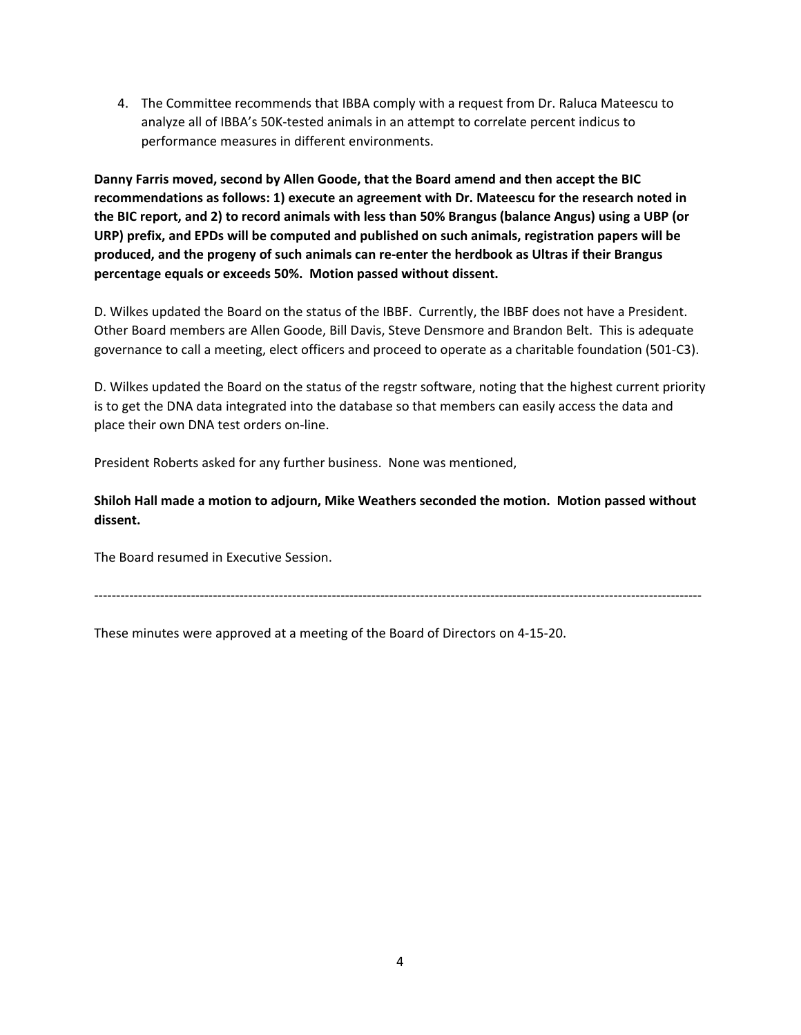4. The Committee recommends that IBBA comply with a request from Dr. Raluca Mateescu to analyze all of IBBA's 50K-tested animals in an attempt to correlate percent indicus to performance measures in different environments.

**Danny Farris moved, second by Allen Goode, that the Board amend and then accept the BIC recommendations as follows: 1) execute an agreement with Dr. Mateescu for the research noted in the BIC report, and 2) to record animals with less than 50% Brangus (balance Angus) using a UBP (or URP) prefix, and EPDs will be computed and published on such animals, registration papers will be produced, and the progeny of such animals can re-enter the herdbook as Ultras if their Brangus percentage equals or exceeds 50%. Motion passed without dissent.**

D. Wilkes updated the Board on the status of the IBBF. Currently, the IBBF does not have a President. Other Board members are Allen Goode, Bill Davis, Steve Densmore and Brandon Belt. This is adequate governance to call a meeting, elect officers and proceed to operate as a charitable foundation (501-C3).

D. Wilkes updated the Board on the status of the regstr software, noting that the highest current priority is to get the DNA data integrated into the database so that members can easily access the data and place their own DNA test orders on-line.

President Roberts asked for any further business. None was mentioned,

**Shiloh Hall made a motion to adjourn, Mike Weathers seconded the motion. Motion passed without dissent.**

The Board resumed in Executive Session.

---

These minutes were approved at a meeting of the Board of Directors on 4-15-20.